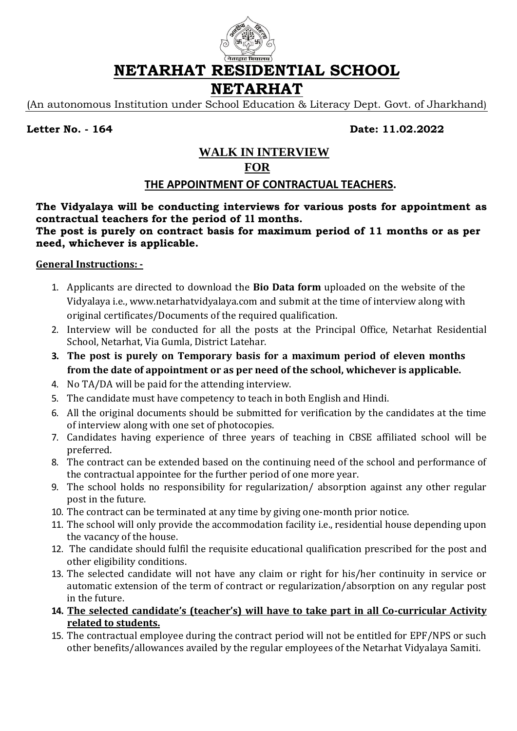# NETARHAT RESIDENTIAL SCHOOL

# NETARHAT

(An autonomous Institution under School Education & Literacy Dept. Govt. of Jharkhand)

**Letter No. - 164** **Date: 11.02.2022**

## WALK IN INTERVIEW

## FOR

## THE APPOINTMENT OF CONTRACTUAL TEACHERS.

**The Vidyalaya will be conducting interviews for various posts for appointment as contractual teachers for the period of 11 months.**
**The post is purely on contract basis for maximum period of 11 months or as per need, whichever is applicable.**

**General Instructions: -**

1. Applicants are directed to download the **Bio Data form** uploaded on the website of the Vidyalaya i.e., www.netarhatvidyalaya.com and submit at the time of interview along with original certificates/Documents of the required qualification.
2. Interview will be conducted for all the posts at the Principal Office, Netarhat Residential School, Netarhat, Via Gumla, District Latehar.
3. **The post is purely on Temporary basis for a maximum period of eleven months from the date of appointment or as per need of the school, whichever is applicable.**
4. No TA/DA will be paid for the attending interview.
5. The candidate must have competency to teach in both English and Hindi.
6. All the original documents should be submitted for verification by the candidates at the time of interview along with one set of photocopies.
7. Candidates having experience of three years of teaching in CBSE affiliated school will be preferred.
8. The contract can be extended based on the continuing need of the school and performance of the contractual appointee for the further period of one more year.
9. The school holds no responsibility for regularization/ absorption against any other regular post in the future.
10. The contract can be terminated at any time by giving one-month prior notice.
11. The school will only provide the accommodation facility i.e., residential house depending upon the vacancy of the house.
12. The candidate should fulfil the requisite educational qualification prescribed for the post and other eligibility conditions.
13. The selected candidate will not have any claim or right for his/her continuity in service or automatic extension of the term of contract or regularization/absorption on any regular post in the future.
14. **The selected candidate's (teacher's) will have to take part in all Co-curricular Activity related to students.**
15. The contractual employee during the contract period will not be entitled for EPF/NPS or such other benefits/allowances availed by the regular employees of the Netarhat Vidyalaya Samiti.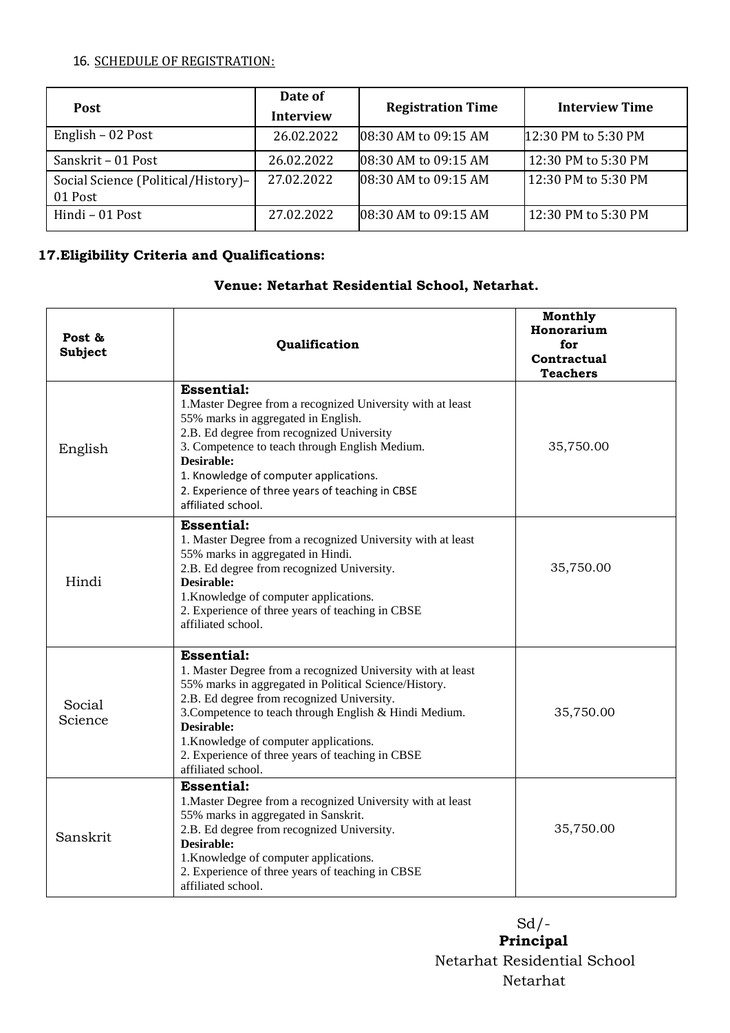16. SCHEDULE OF REGISTRATION:

| Post | Date of Interview | Registration Time | Interview Time |
|---|---|---|---|
| English – 02 Post | 26.02.2022 | 08:30 AM to 09:15 AM | 12:30 PM to 5:30 PM |
| Sanskrit – 01 Post | 26.02.2022 | 08:30 AM to 09:15 AM | 12:30 PM to 5:30 PM |
| Social Science (Political/History)– 01 Post | 27.02.2022 | 08:30 AM to 09:15 AM | 12:30 PM to 5:30 PM |
| Hindi – 01 Post | 27.02.2022 | 08:30 AM to 09:15 AM | 12:30 PM to 5:30 PM |

**17.Eligibility Criteria and Qualifications:**

**Venue: Netarhat Residential School, Netarhat.**

| Post & Subject | Qualification | Monthly Honorarium for Contractual Teachers |
|---|---|---|
| English | **Essential:**<br>1.Master Degree from a recognized University with at least 55% marks in aggregated in English.<br>2.B. Ed degree from recognized University<br>3. Competence to teach through English Medium.<br>**Desirable:**<br>1. Knowledge of computer applications.<br>2. Experience of three years of teaching in CBSE affiliated school. | 35,750.00 |
| Hindi | **Essential:**<br>1. Master Degree from a recognized University with at least 55% marks in aggregated in Hindi.<br>2.B. Ed degree from recognized University.<br>**Desirable:**<br>1.Knowledge of computer applications.<br>2. Experience of three years of teaching in CBSE affiliated school. | 35,750.00 |
| Social Science | **Essential:**<br>1. Master Degree from a recognized University with at least 55% marks in aggregated in Political Science/History.<br>2.B. Ed degree from recognized University.<br>3.Competence to teach through English & Hindi Medium.<br>**Desirable:**<br>1.Knowledge of computer applications.<br>2. Experience of three years of teaching in CBSE affiliated school. | 35,750.00 |
| Sanskrit | **Essential:**<br>1.Master Degree from a recognized University with at least 55% marks in aggregated in Sanskrit.<br>2.B. Ed degree from recognized University.<br>**Desirable:**<br>1.Knowledge of computer applications.<br>2. Experience of three years of teaching in CBSE affiliated school. | 35,750.00 |

Sd/-
**Principal**
Netarhat Residential School
Netarhat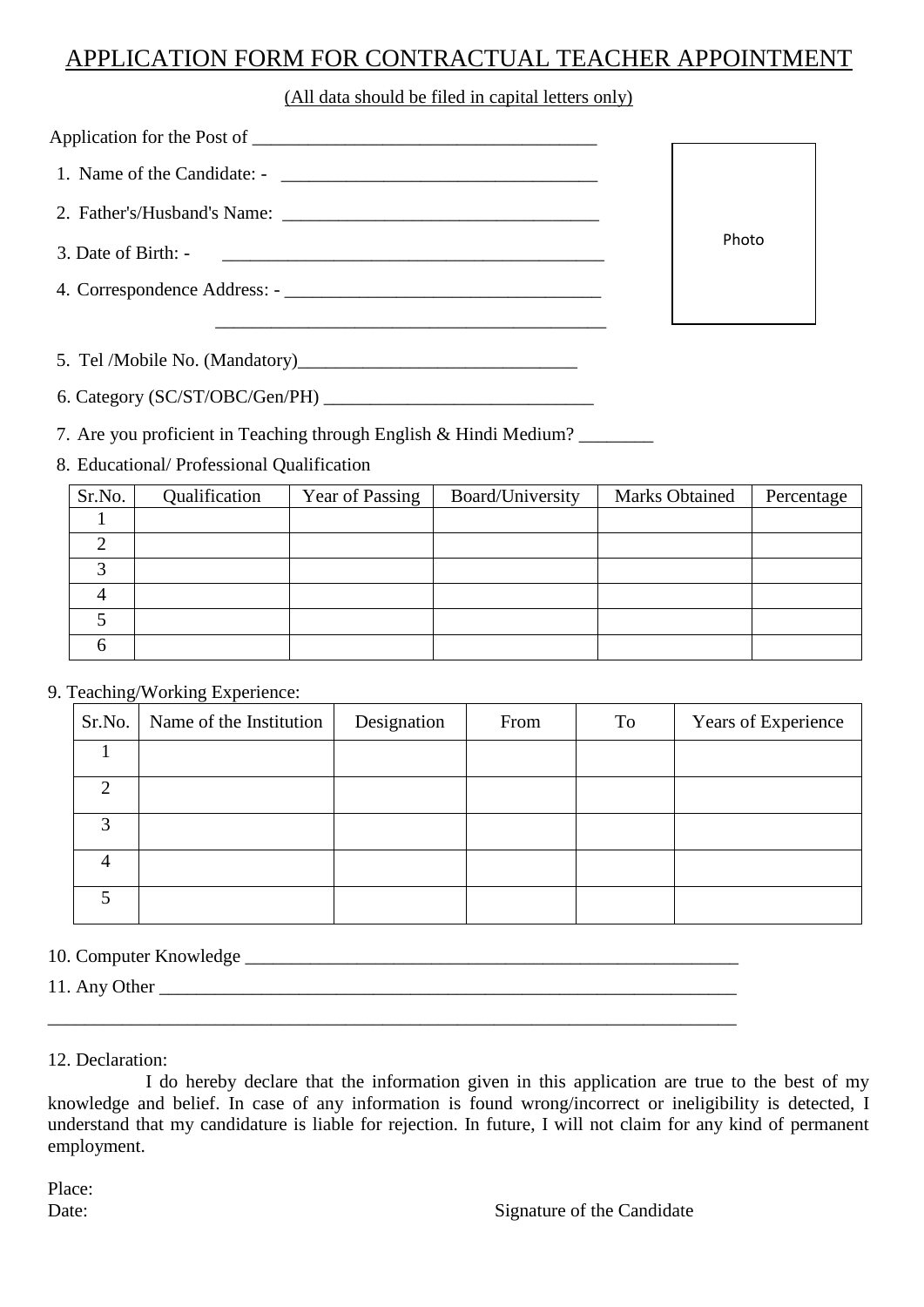# APPLICATION FORM FOR CONTRACTUAL TEACHER APPOINTMENT

(All data should be filed in capital letters only)

Application for the Post of _____________________________________

Photo

1. Name of the Candidate: - __________________________________
2. Father's/Husband's Name: __________________________________
3. Date of Birth: - __________________________________________
4. Correspondence Address: - __________________________________

   __________________________________________

5. Tel /Mobile No. (Mandatory)______________________________
6. Category (SC/ST/OBC/Gen/PH) _____________________________
7. Are you proficient in Teaching through English & Hindi Medium? ________
8. Educational/ Professional Qualification

| Sr.No. | Qualification | Year of Passing | Board/University | Marks Obtained | Percentage |
|---|---|---|---|---|---|
| 1 | | | | | |
| 2 | | | | | |
| 3 | | | | | |
| 4 | | | | | |
| 5 | | | | | |
| 6 | | | | | |

9. Teaching/Working Experience:

| Sr.No. | Name of the Institution | Designation | From | To | Years of Experience |
|---|---|---|---|---|---|
| 1 | | | | | |
| 2 | | | | | |
| 3 | | | | | |
| 4 | | | | | |
| 5 | | | | | |

10. Computer Knowledge _______________________________________________________

11. Any Other ______________________________________________________________

_________________________________________________________________________

12. Declaration:

I do hereby declare that the information given in this application are true to the best of my knowledge and belief. In case of any information is found wrong/incorrect or ineligibility is detected, I understand that my candidature is liable for rejection. In future, I will not claim for any kind of permanent employment.

Place:

Date: Signature of the Candidate